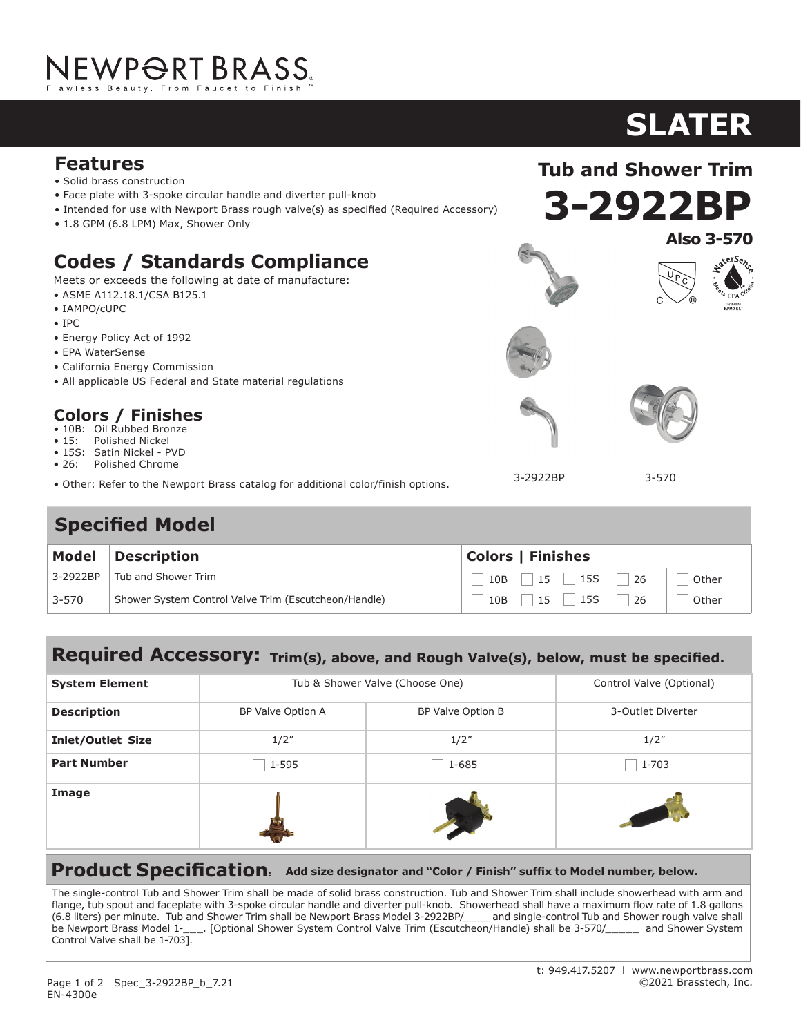NEWPORT BRASS

Flawless Beauty. From Faucet to Finish.™

# SLATER

## Tub and Shower Trim

# 3-2922BP

**Also 3-570**

## Features

- Solid brass construction
- Face plate with 3-spoke circular handle and diverter pull-knob
- Intended for use with Newport Brass rough valve(s) as specified (Required Accessory)
- 1.8 GPM (6.8 LPM) Max, Shower Only

## Codes / Standards Compliance

Meets or exceeds the following at date of manufacture:

- ASME A112.18.1/CSA B125.1
- IAMPO/cUPC
- IPC
- Energy Policy Act of 1992
- EPA WaterSense
- California Energy Commission
- All applicable US Federal and State material regulations

## Colors / Finishes

- 10B: Oil Rubbed Bronze
- 15: Polished Nickel
- 15S: Satin Nickel - PVD
- 26: Polished Chrome

- Other: Refer to the Newport Brass catalog for additional color/finish options.

3-2922BP

3-570

## Specified Model

| Model | Description | Colors \| Finishes |
|---|---|---|
| 3-2922BP | Tub and Shower Trim | ☐ 10B ☐ 15 ☐ 15S ☐ 26 ☐ Other |
| 3-570 | Shower System Control Valve Trim (Escutcheon/Handle) | ☐ 10B ☐ 15 ☐ 15S ☐ 26 ☐ Other |

## Required Accessory: Trim(s), above, and Rough Valve(s), below, must be specified.

| System Element | Tub & Shower Valve (Choose One) | | Control Valve (Optional) |
|---|---|---|---|
| **Description** | BP Valve Option A | BP Valve Option B | 3-Outlet Diverter |
| **Inlet/Outlet Size** | 1/2″ | 1/2″ | 1/2″ |
| **Part Number** | ☐ 1-595 | ☐ 1-685 | ☐ 1-703 |
| **Image** | | | |

## Product Specification: Add size designator and "Color / Finish" suffix to Model number, below.

The single-control Tub and Shower Trim shall be made of solid brass construction. Tub and Shower Trim shall include showerhead with arm and flange, tub spout and faceplate with 3-spoke circular handle and diverter pull-knob. Showerhead shall have a maximum flow rate of 1.8 gallons (6.8 liters) per minute. Tub and Shower Trim shall be Newport Brass Model 3-2922BP/____ and single-control Tub and Shower rough valve shall be Newport Brass Model 1-___. [Optional Shower System Control Valve Trim (Escutcheon/Handle) shall be 3-570/_____ and Shower System Control Valve shall be 1-703].

t: 949.417.5207 | www.newportbrass.com

©2021 Brasstech, Inc.

Spec_3-2922BP_b_7.21

EN-4300e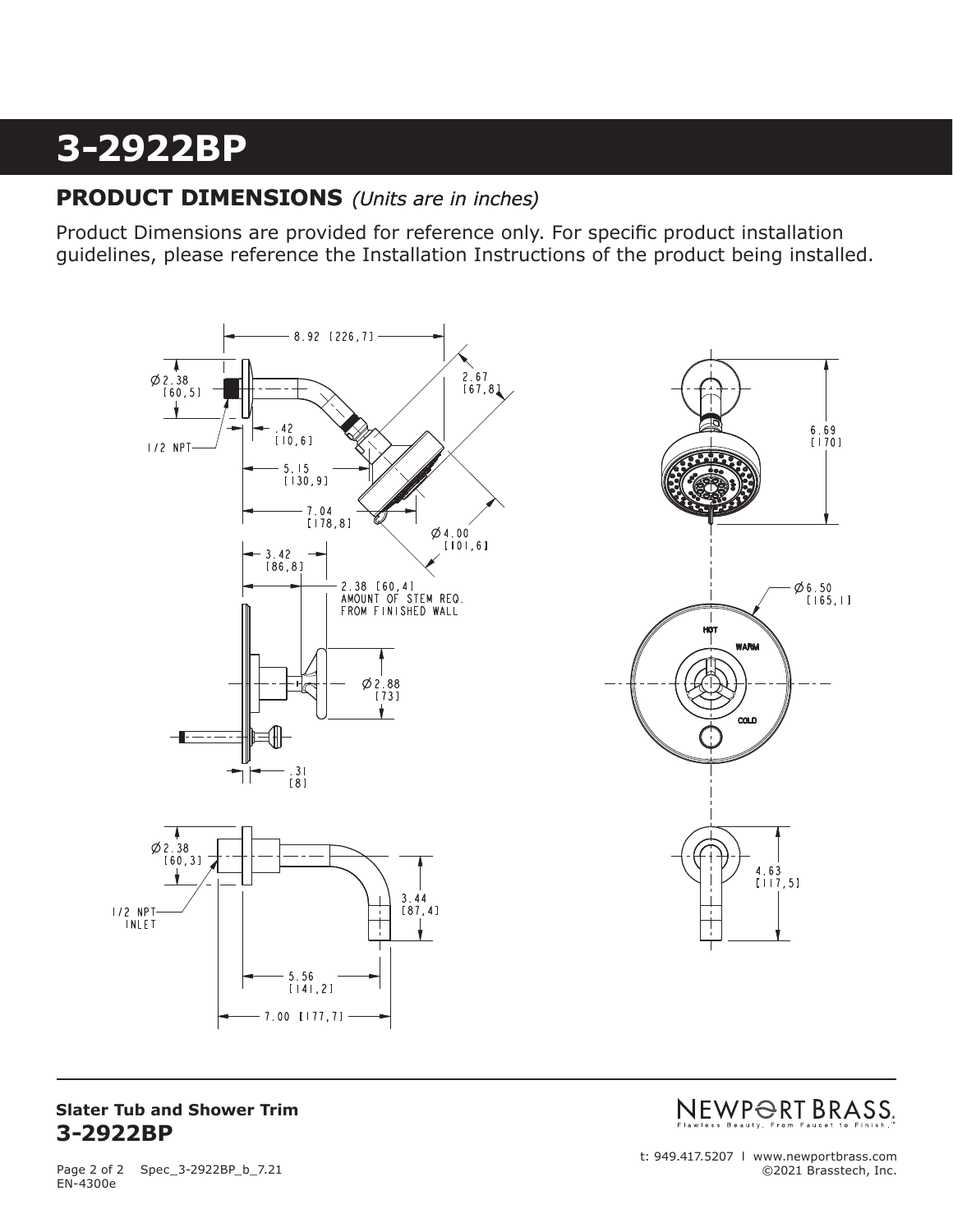# 3-2922BP

## PRODUCT DIMENSIONS *(Units are in inches)*

Product Dimensions are provided for reference only. For specific product installation guidelines, please reference the Installation Instructions of the product being installed.

8.92 [226,7]

Ø2.38 [60,5]

2.67 [67,8]

1/2 NPT

.42 [10,6]

5.15 [130,9]

7.04 [178,8]

Ø4.00 [101,6]

6.69 [170]

3.42 [86,8]

2.38 [60,4] AMOUNT OF STEM REQ. FROM FINISHED WALL

Ø6.50 [165,1]

HOT

WARM

COLD

Ø2.88 [73]

.31 [8]

Ø2.38 [60,3]

1/2 NPT INLET

3.44 [87,4]

4.63 [117,5]

5.56 [141,2]

7.00 [177,7]

**Slater Tub and Shower Trim**
**3-2922BP**

Spec_3-2922BP_b_7.21
EN-4300e

NEWPORT BRASS. Flawless Beauty. From Faucet to Finish.™

t: 949.417.5207 I www.newportbrass.com
©2021 Brasstech, Inc.